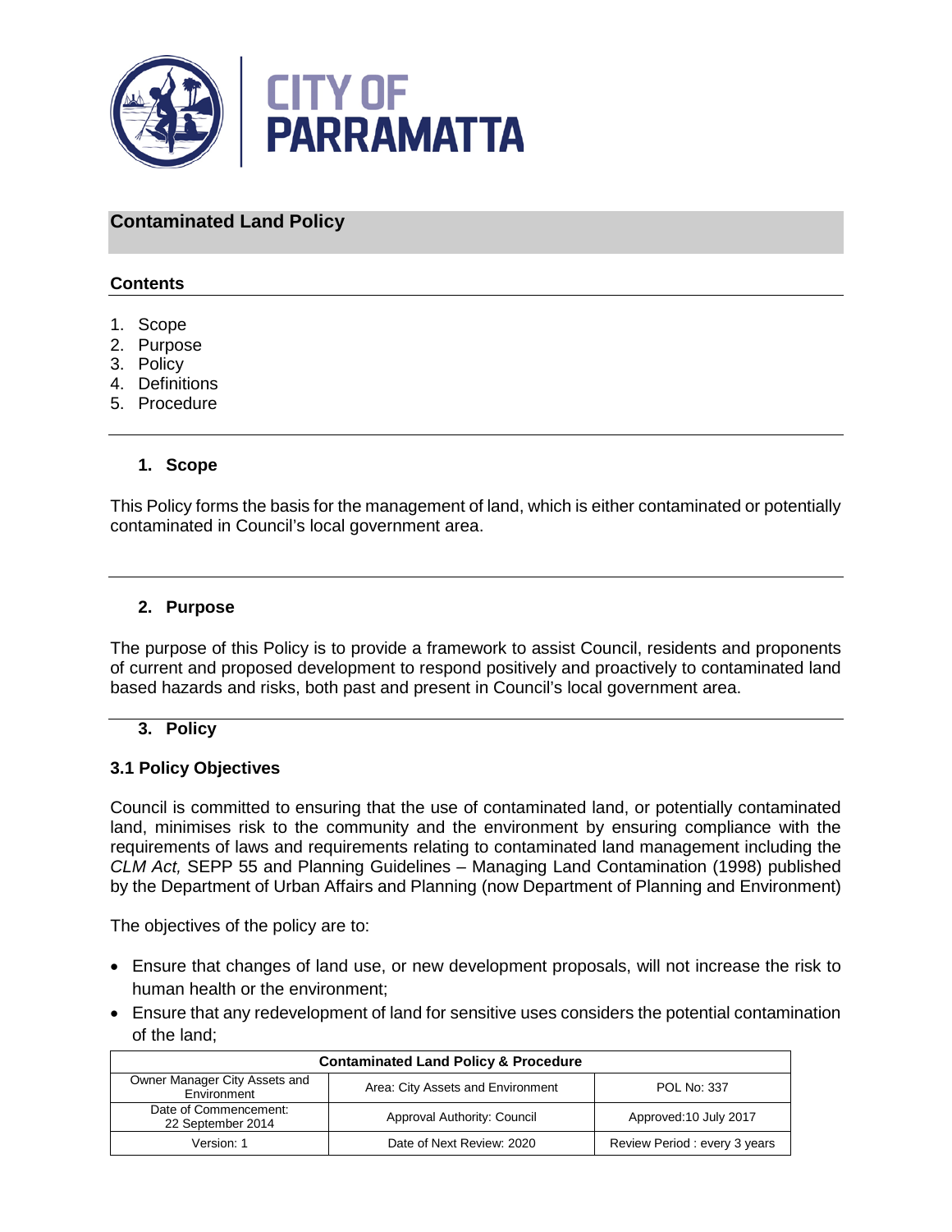# Contaminated Land Policy

## Contents

1. Scope
2. Purpose
3. Policy
4. Definitions
5. Procedure

## 1. Scope

This Policy forms the basis for the management of land, which is either contaminated or potentially contaminated in Council's local government area.

## 2. Purpose

The purpose of this Policy is to provide a framework to assist Council, residents and proponents of current and proposed development to respond positively and proactively to contaminated land based hazards and risks, both past and present in Council's local government area.

## 3. Policy

### 3.1 Policy Objectives

Council is committed to ensuring that the use of contaminated land, or potentially contaminated land, minimises risk to the community and the environment by ensuring compliance with the requirements of laws and requirements relating to contaminated land management including the *CLM Act,* SEPP 55 and Planning Guidelines – Managing Land Contamination (1998) published by the Department of Urban Affairs and Planning (now Department of Planning and Environment)

The objectives of the policy are to:

- Ensure that changes of land use, or new development proposals, will not increase the risk to human health or the environment;
- Ensure that any redevelopment of land for sensitive uses considers the potential contamination of the land;

| Contaminated Land Policy & Procedure | | |
|---|---|---|
| Owner Manager City Assets and Environment | Area: City Assets and Environment | POL No: 337 |
| Date of Commencement: 22 September 2014 | Approval Authority: Council | Approved:10 July 2017 |
| Version: 1 | Date of Next Review: 2020 | Review Period : every 3 years |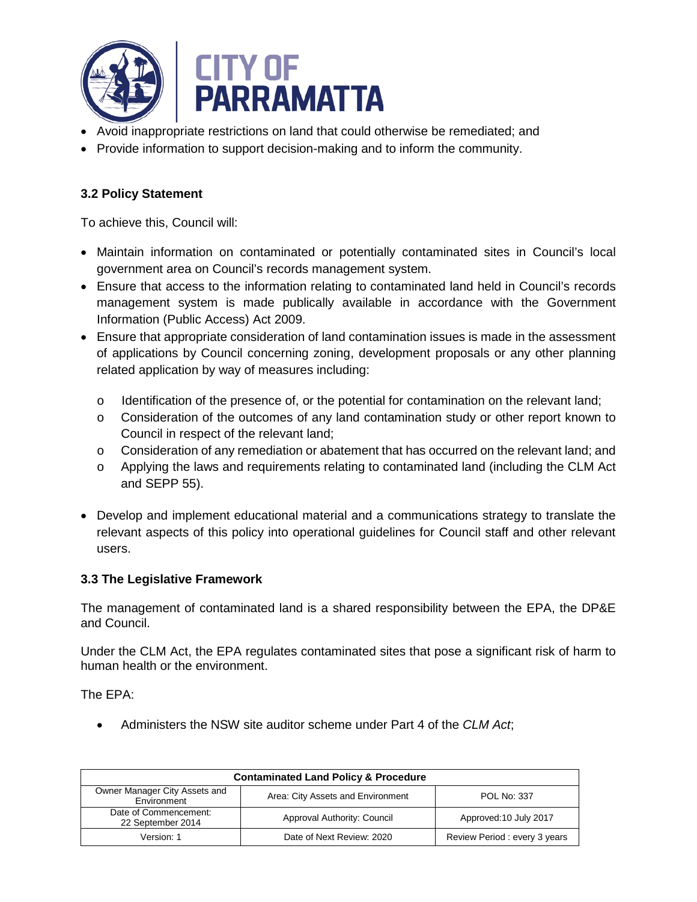- Avoid inappropriate restrictions on land that could otherwise be remediated; and
- Provide information to support decision-making and to inform the community.

### 3.2 Policy Statement

To achieve this, Council will:

- Maintain information on contaminated or potentially contaminated sites in Council's local government area on Council's records management system.
- Ensure that access to the information relating to contaminated land held in Council's records management system is made publically available in accordance with the Government Information (Public Access) Act 2009.
- Ensure that appropriate consideration of land contamination issues is made in the assessment of applications by Council concerning zoning, development proposals or any other planning related application by way of measures including:
  - Identification of the presence of, or the potential for contamination on the relevant land;
  - Consideration of the outcomes of any land contamination study or other report known to Council in respect of the relevant land;
  - Consideration of any remediation or abatement that has occurred on the relevant land; and
  - Applying the laws and requirements relating to contaminated land (including the CLM Act and SEPP 55).
- Develop and implement educational material and a communications strategy to translate the relevant aspects of this policy into operational guidelines for Council staff and other relevant users.

### 3.3 The Legislative Framework

The management of contaminated land is a shared responsibility between the EPA, the DP&E and Council.

Under the CLM Act, the EPA regulates contaminated sites that pose a significant risk of harm to human health or the environment.

The EPA:

- Administers the NSW site auditor scheme under Part 4 of the *CLM Act*;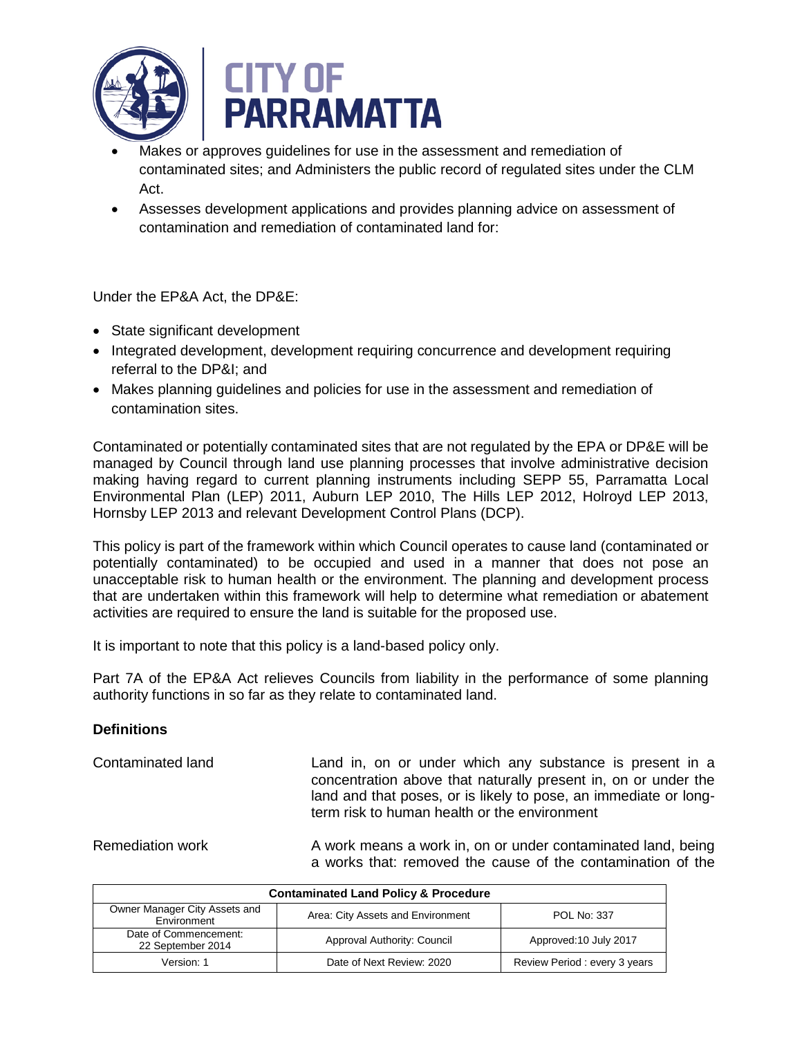- Makes or approves guidelines for use in the assessment and remediation of contaminated sites; and Administers the public record of regulated sites under the CLM Act.
- Assesses development applications and provides planning advice on assessment of contamination and remediation of contaminated land for:

Under the EP&A Act, the DP&E:

- State significant development
- Integrated development, development requiring concurrence and development requiring referral to the DP&I; and
- Makes planning guidelines and policies for use in the assessment and remediation of contamination sites.

Contaminated or potentially contaminated sites that are not regulated by the EPA or DP&E will be managed by Council through land use planning processes that involve administrative decision making having regard to current planning instruments including SEPP 55, Parramatta Local Environmental Plan (LEP) 2011, Auburn LEP 2010, The Hills LEP 2012, Holroyd LEP 2013, Hornsby LEP 2013 and relevant Development Control Plans (DCP).

This policy is part of the framework within which Council operates to cause land (contaminated or potentially contaminated) to be occupied and used in a manner that does not pose an unacceptable risk to human health or the environment. The planning and development process that are undertaken within this framework will help to determine what remediation or abatement activities are required to ensure the land is suitable for the proposed use.

It is important to note that this policy is a land-based policy only.

Part 7A of the EP&A Act relieves Councils from liability in the performance of some planning authority functions in so far as they relate to contaminated land.

### Definitions

| | |
|---|---|
| Contaminated land | Land in, on or under which any substance is present in a concentration above that naturally present in, on or under the land and that poses, or is likely to pose, an immediate or long-term risk to human health or the environment |
| Remediation work | A work means a work in, on or under contaminated land, being a works that: removed the cause of the contamination of the |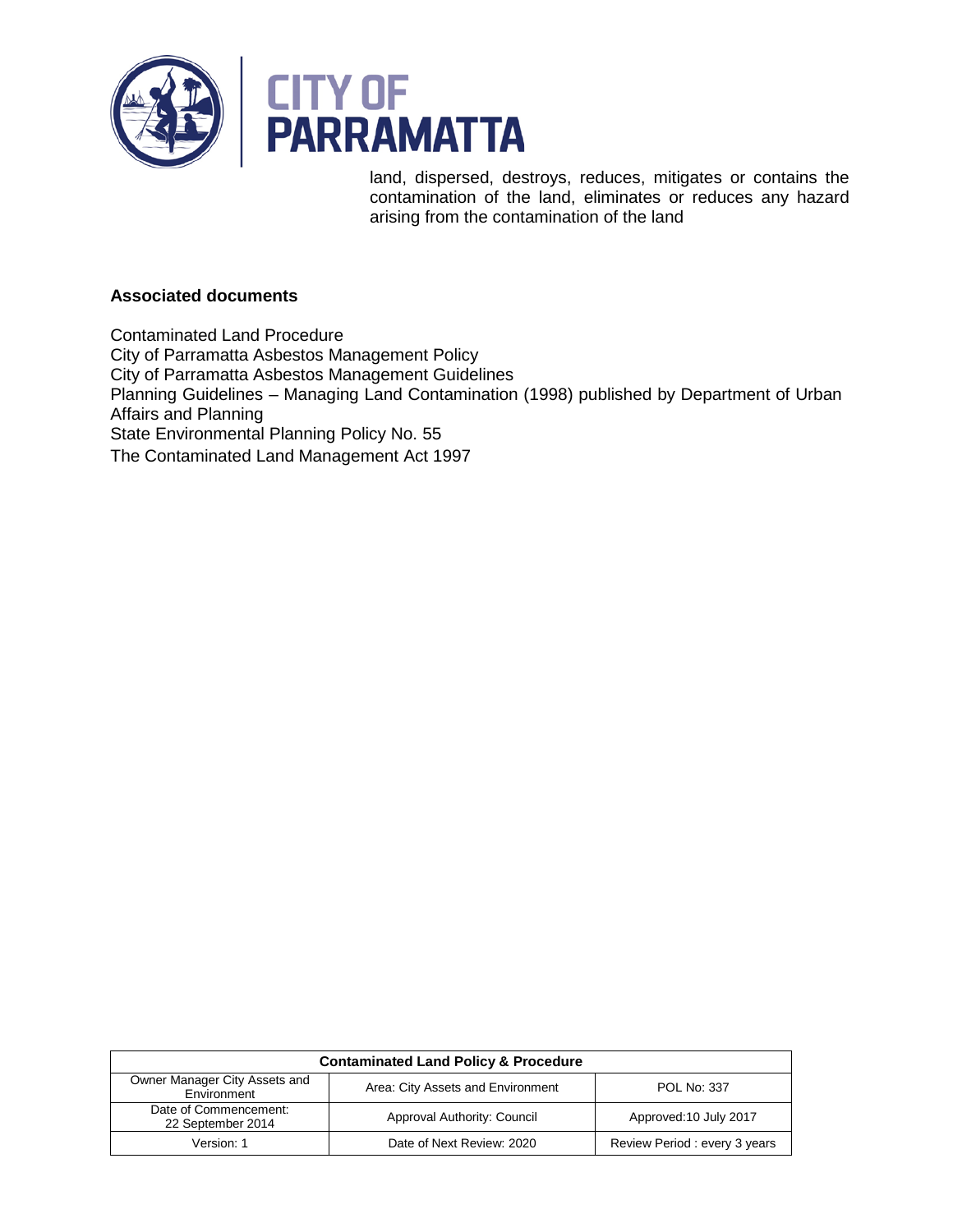land, dispersed, destroys, reduces, mitigates or contains the contamination of the land, eliminates or reduces any hazard arising from the contamination of the land

**Associated documents**

Contaminated Land Procedure
City of Parramatta Asbestos Management Policy
City of Parramatta Asbestos Management Guidelines
Planning Guidelines – Managing Land Contamination (1998) published by Department of Urban Affairs and Planning
State Environmental Planning Policy No. 55
The Contaminated Land Management Act 1997

| Contaminated Land Policy & Procedure | | |
|---|---|---|
| Owner Manager City Assets and Environment | Area: City Assets and Environment | POL No: 337 |
| Date of Commencement: 22 September 2014 | Approval Authority: Council | Approved:10 July 2017 |
| Version: 1 | Date of Next Review: 2020 | Review Period : every 3 years |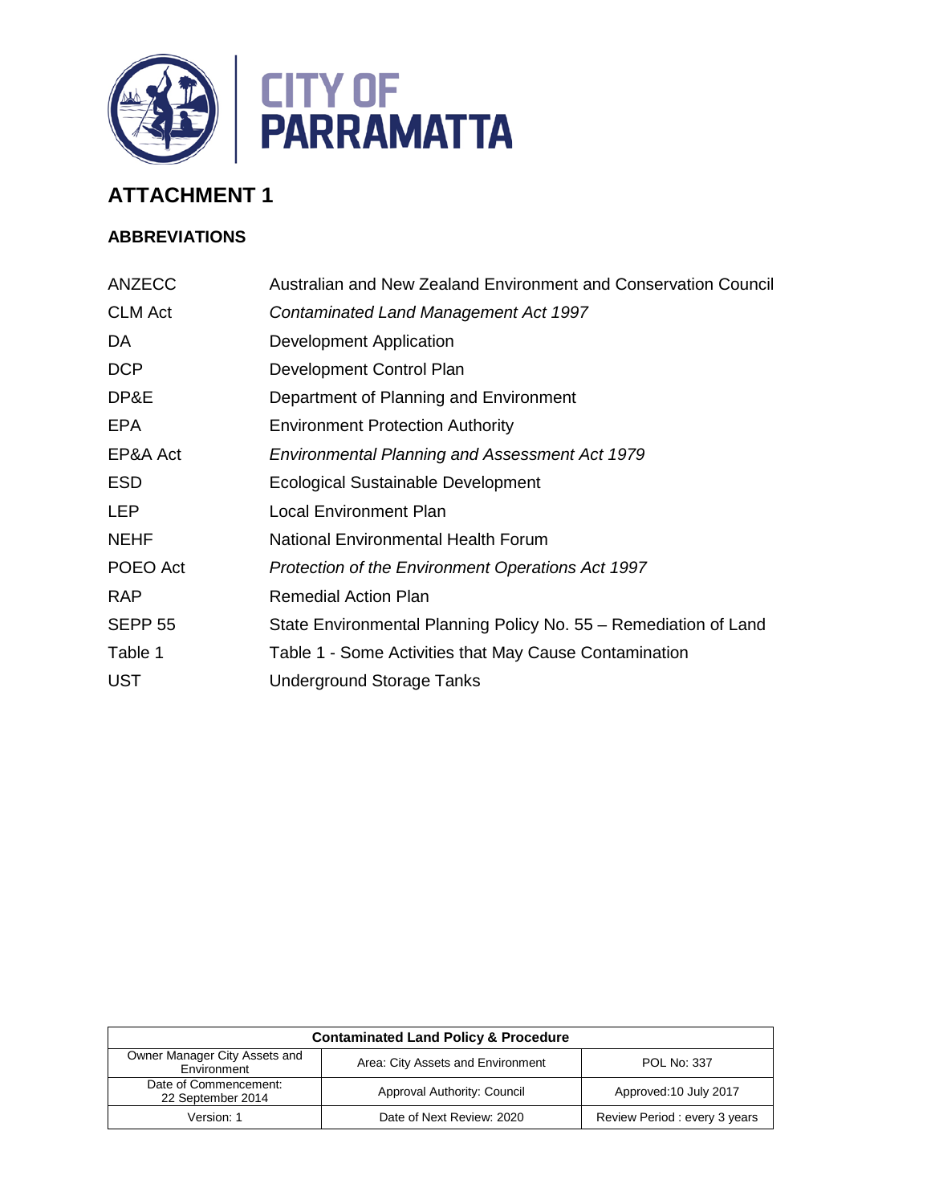# ATTACHMENT 1

## ABBREVIATIONS

| | |
|---|---|
| ANZECC | Australian and New Zealand Environment and Conservation Council |
| CLM Act | *Contaminated Land Management Act 1997* |
| DA | Development Application |
| DCP | Development Control Plan |
| DP&E | Department of Planning and Environment |
| EPA | Environment Protection Authority |
| EP&A Act | *Environmental Planning and Assessment Act 1979* |
| ESD | Ecological Sustainable Development |
| LEP | Local Environment Plan |
| NEHF | National Environmental Health Forum |
| POEO Act | *Protection of the Environment Operations Act 1997* |
| RAP | Remedial Action Plan |
| SEPP 55 | State Environmental Planning Policy No. 55 – Remediation of Land |
| Table 1 | Table 1 - Some Activities that May Cause Contamination |
| UST | Underground Storage Tanks |